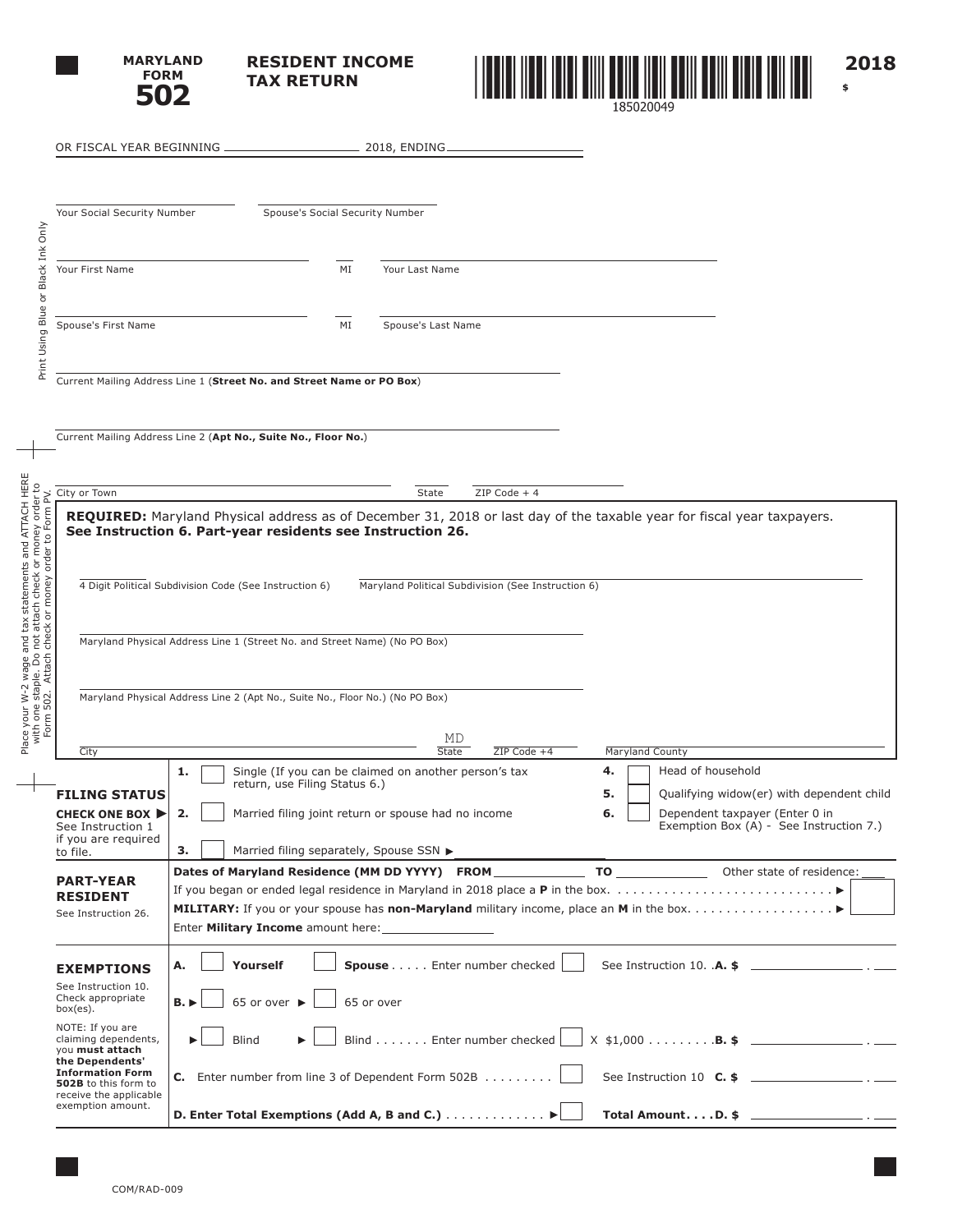# MARYLAND FORM 502

## RESIDENT INCOME TAX RETURN

185020049

**2018**

$

OR FISCAL YEAR BEGINNING ____________ 2018, ENDING ____________

Your Social Security Number ____________ Spouse's Social Security Number ____________

Your First Name ____________ MI ____ Your Last Name ____________

Spouse's First Name ____________ MI ____ Spouse's Last Name ____________

Current Mailing Address Line 1 (**Street No. and Street Name or PO Box**) ____________

Current Mailing Address Line 2 (**Apt No., Suite No., Floor No.**) ____________

City or Town ____________ State ____ ZIP Code + 4 ____________

Print Using Blue or Black Ink Only

Place your W-2 wage and tax statements and ATTACH HERE with one staple. Do not attach check or money order to Form 502. Attach check or money order to Form PV.

**REQUIRED:** Maryland Physical address as of December 31, 2018 or last day of the taxable year for fiscal year taxpayers. **See Instruction 6. Part-year residents see Instruction 26.**

4 Digit Political Subdivision Code (See Instruction 6) ____________ Maryland Political Subdivision (See Instruction 6) ____________

Maryland Physical Address Line 1 (Street No. and Street Name) (No PO Box) ____________

Maryland Physical Address Line 2 (Apt No., Suite No., Floor No.) (No PO Box) ____________

City ____________ State MD ZIP Code +4 ____________ Maryland County ____________

### FILING STATUS

**CHECK ONE BOX ▶** See Instruction 1 if you are required to file.

1. ☐ Single (If you can be claimed on another person's tax return, use Filing Status 6.)
2. ☐ Married filing joint return or spouse had no income
3. ☐ Married filing separately, Spouse SSN ▶ ____________
4. ☐ Head of household
5. ☐ Qualifying widow(er) with dependent child
6. ☐ Dependent taxpayer (Enter 0 in Exemption Box (A) - See Instruction 7.)

### PART-YEAR RESIDENT

See Instruction 26.

**Dates of Maryland Residence (MM DD YYYY) FROM** ____________ **TO** ____________ Other state of residence: ____

If you began or ended legal residence in Maryland in 2018 place a **P** in the box. . . . . . . . . . . . . . . . . . . . . . . . . . . . ▶ ☐

**MILITARY:** If you or your spouse has **non-Maryland** military income, place an **M** in the box. . . . . . . . . . . . . . . . . . ▶ ☐

Enter **Military Income** amount here: ____________

### EXEMPTIONS

See Instruction 10. Check appropriate box(es).

NOTE: If you are claiming dependents, you **must attach the Dependents' Information Form 502B** to this form to receive the applicable exemption amount.

**A.** ☐ **Yourself** ☐ **Spouse** . . . . . Enter number checked ☐ See Instruction 10. . **A. $** ____________ . ____

**B. ▶** ☐ 65 or over ▶ ☐ 65 or over

▶ ☐ Blind ▶ ☐ Blind . . . . . . . Enter number checked ☐ X $1,000 . . . . . . . . . **B. $** ____________ . ____

**C.** Enter number from line 3 of Dependent Form 502B . . . . . . . . . ☐ See Instruction 10 **C. $** ____________ . ____

**D. Enter Total Exemptions (Add A, B and C.)** . . . . . . . . . . . . . ▶ ☐ **Total Amount. . . . D. $** ____________ . ____

COM/RAD-009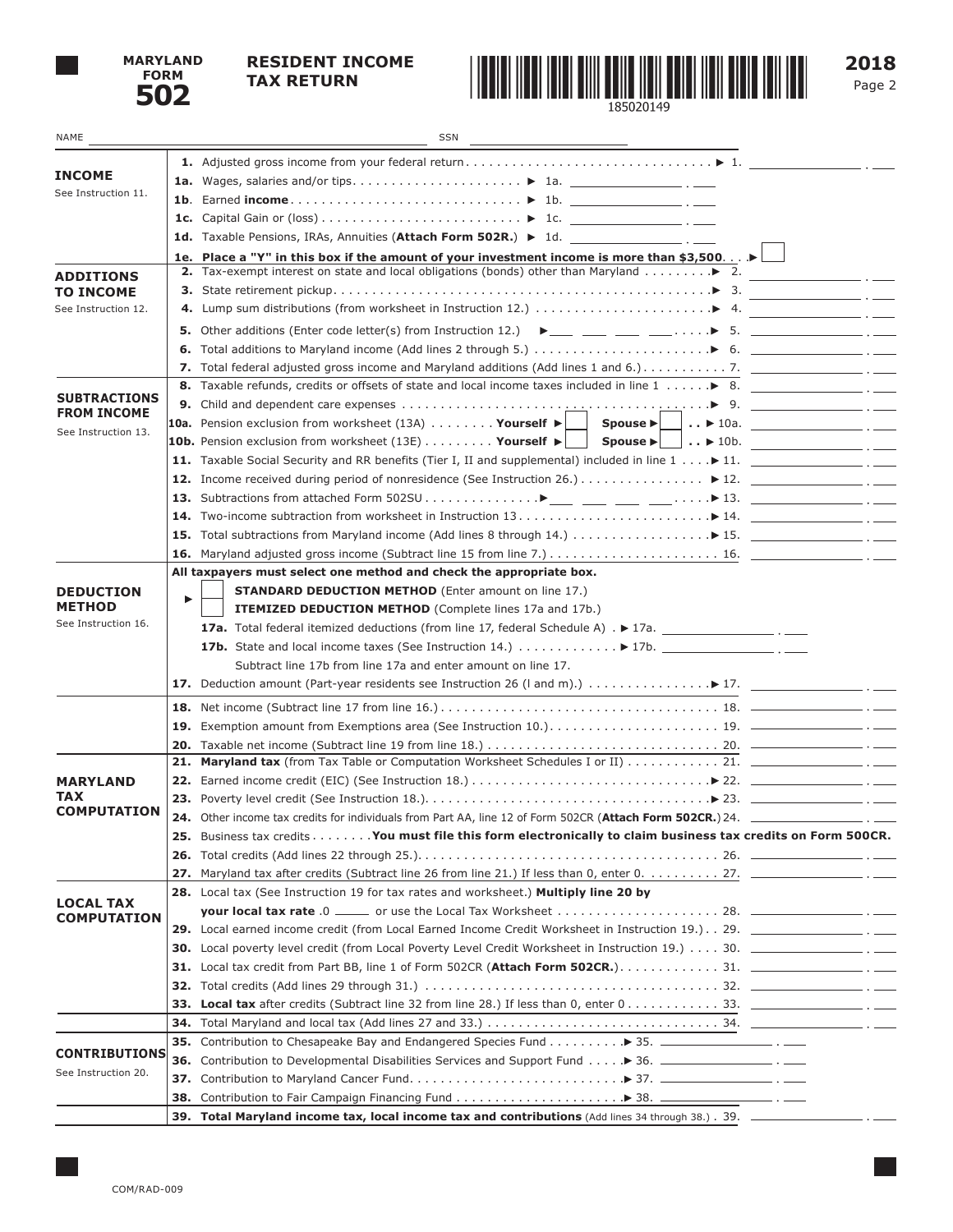# MARYLAND FORM 502

## RESIDENT INCOME TAX RETURN

185020149

**2018**

Page 2

NAME ______________________ SSN ______________________

### INCOME
See Instruction 11.

**1.** Adjusted gross income from your federal return . . . . . . . . . . ▶ 1. ________ . ___

**1a.** Wages, salaries and/or tips . . . . . . . . . . ▶ 1a. ________ . ___

**1b**. Earned **income** . . . . . . . . . . ▶ 1b. ________ . ___

**1c.** Capital Gain or (loss) . . . . . . . . . . ▶ 1c. ________ . ___

**1d.** Taxable Pensions, IRAs, Annuities (**Attach Form 502R.**) ▶ 1d. ________ . ___

**1e. Place a "Y" in this box if the amount of your investment income is more than $3,500** . . . ▶ ☐

### ADDITIONS TO INCOME
See Instruction 12.

**2.** Tax-exempt interest on state and local obligations (bonds) other than Maryland . . . . . . . . ▶ 2. ________ . ___

**3.** State retirement pickup . . . . . . . . . . ▶ 3. ________ . ___

**4.** Lump sum distributions (from worksheet in Instruction 12.) . . . . . . . . . . ▶ 4. ________ . ___

**5.** Other additions (Enter code letter(s) from Instruction 12.) ▶ ___ ___ ___ ___ . . . . ▶ 5. ________ . ___

**6.** Total additions to Maryland income (Add lines 2 through 5.) . . . . . . . . . . ▶ 6. ________ . ___

**7.** Total federal adjusted gross income and Maryland additions (Add lines 1 and 6.) . . . . . . . . . . 7. ________ . ___

### SUBTRACTIONS FROM INCOME
See Instruction 13.

**8.** Taxable refunds, credits or offsets of state and local income taxes included in line 1 . . . . . . ▶ 8. ________ . ___

**9.** Child and dependent care expenses . . . . . . . . . . ▶ 9. ________ . ___

**10a.** Pension exclusion from worksheet (13A) . . . . . . . . **Yourself** ▶ ☐ **Spouse** ▶ ☐ . . ▶ 10a. ________ . ___

**10b.** Pension exclusion from worksheet (13E) . . . . . . . . . **Yourself** ▶ ☐ **Spouse** ▶ ☐ . . ▶ 10b. ________ . ___

**11.** Taxable Social Security and RR benefits (Tier I, II and supplemental) included in line 1 . . . . ▶ 11. ________ . ___

**12.** Income received during period of nonresidence (See Instruction 26.) . . . . . . . . . . ▶ 12. ________ . ___

**13.** Subtractions from attached Form 502SU . . . . . . . . . . ▶ ___ ___ ___ ___ . . . . ▶ 13. ________ . ___

**14.** Two-income subtraction from worksheet in Instruction 13 . . . . . . . . . . ▶ 14. ________ . ___

**15.** Total subtractions from Maryland income (Add lines 8 through 14.) . . . . . . . . . . ▶ 15. ________ . ___

**16.** Maryland adjusted gross income (Subtract line 15 from line 7.) . . . . . . . . . . 16. ________ . ___

### DEDUCTION METHOD
See Instruction 16.

**All taxpayers must select one method and check the appropriate box.**

▶ ☐ **STANDARD DEDUCTION METHOD** (Enter amount on line 17.)

☐ **ITEMIZED DEDUCTION METHOD** (Complete lines 17a and 17b.)

**17a.** Total federal itemized deductions (from line 17, federal Schedule A) . ▶ 17a. ________ . ___

**17b.** State and local income taxes (See Instruction 14.) . . . . . . . . . . ▶ 17b. ________ . ___

Subtract line 17b from line 17a and enter amount on line 17.

**17.** Deduction amount (Part-year residents see Instruction 26 (l and m).) . . . . . . . . . . ▶ 17. ________ . ___

**18.** Net income (Subtract line 17 from line 16.) . . . . . . . . . . 18. ________ . ___

**19.** Exemption amount from Exemptions area (See Instruction 10.) . . . . . . . . . . 19. ________ . ___

**20.** Taxable net income (Subtract line 19 from line 18.) . . . . . . . . . . 20. ________ . ___

### MARYLAND TAX COMPUTATION

**21. Maryland tax** (from Tax Table or Computation Worksheet Schedules I or II) . . . . . . . . . . 21. ________ . ___

**22.** Earned income credit (EIC) (See Instruction 18.) . . . . . . . . . . ▶ 22. ________ . ___

**23.** Poverty level credit (See Instruction 18.) . . . . . . . . . . ▶ 23. ________ . ___

**24.** Other income tax credits for individuals from Part AA, line 12 of Form 502CR (**Attach Form 502CR.**) 24. ________ . ___

**25.** Business tax credits . . . . . . . . **You must file this form electronically to claim business tax credits on Form 500CR.**

**26.** Total credits (Add lines 22 through 25.) . . . . . . . . . . 26. ________ . ___

**27.** Maryland tax after credits (Subtract line 26 from line 21.) If less than 0, enter 0. . . . . . . . . . 27. ________ . ___

### LOCAL TAX COMPUTATION

**28.** Local tax (See Instruction 19 for tax rates and worksheet.) **Multiply line 20 by your local tax rate** .0 _____ or use the Local Tax Worksheet . . . . . . . . . . 28. ________ . ___

**29.** Local earned income credit (from Local Earned Income Credit Worksheet in Instruction 19.) . . 29. ________ . ___

**30.** Local poverty level credit (from Local Poverty Level Credit Worksheet in Instruction 19.) . . . . 30. ________ . ___

**31.** Local tax credit from Part BB, line 1 of Form 502CR (**Attach Form 502CR.**) . . . . . . . . . . 31. ________ . ___

**32.** Total credits (Add lines 29 through 31.) . . . . . . . . . . 32. ________ . ___

**33. Local tax** after credits (Subtract line 32 from line 28.) If less than 0, enter 0 . . . . . . . . . . 33. ________ . ___

**34.** Total Maryland and local tax (Add lines 27 and 33.) . . . . . . . . . . 34. ________ . ___

### CONTRIBUTIONS
See Instruction 20.

**35.** Contribution to Chesapeake Bay and Endangered Species Fund . . . . . . . . . . ▶ 35. ________ . ___

**36.** Contribution to Developmental Disabilities Services and Support Fund . . . . ▶ 36. ________ . ___

**37.** Contribution to Maryland Cancer Fund . . . . . . . . . . ▶ 37. ________ . ___

**38.** Contribution to Fair Campaign Financing Fund . . . . . . . . . . ▶ 38. ________ . ___

**39. Total Maryland income tax, local income tax and contributions** (Add lines 34 through 38.) . 39. ________ . ___

COM/RAD-009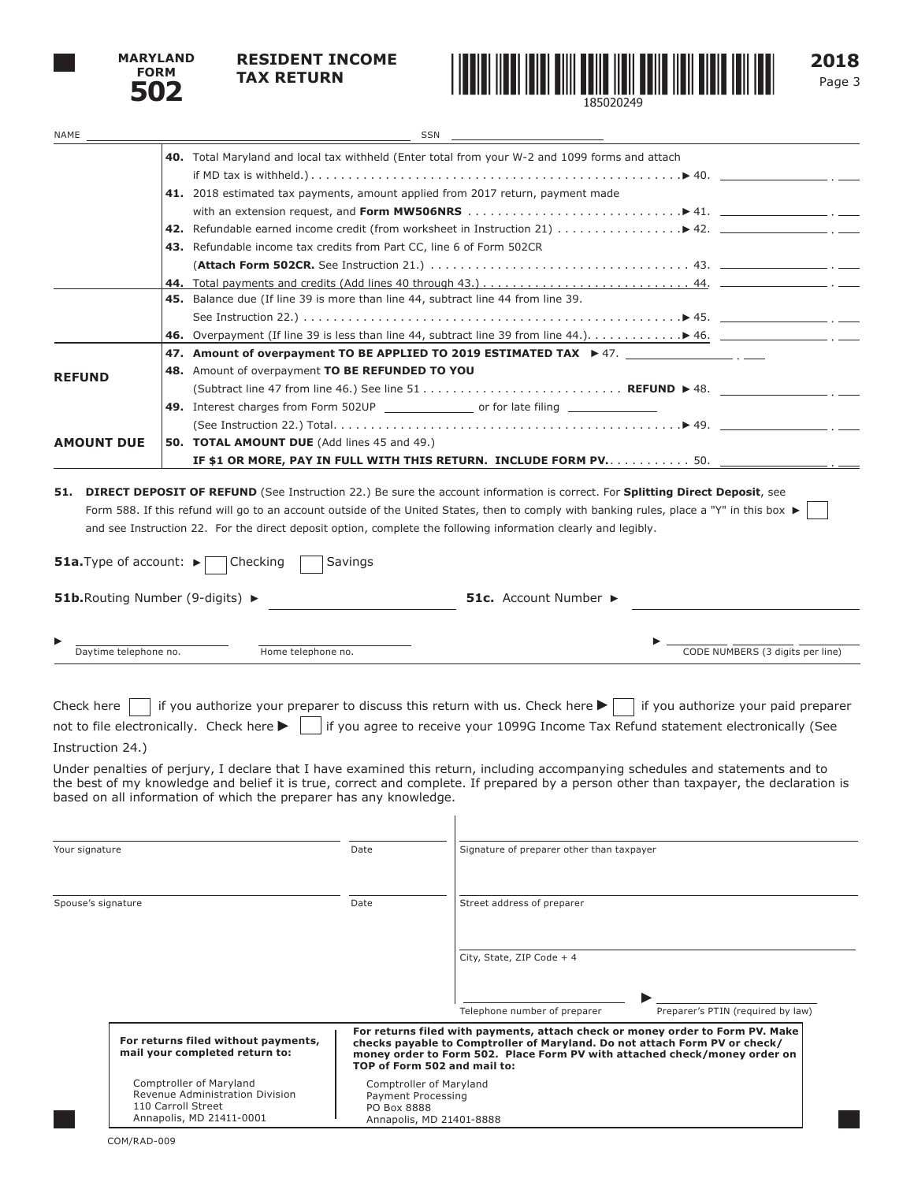**MARYLAND FORM 502**

**RESIDENT INCOME TAX RETURN**

185020249

**2018**

NAME ______________________ SSN ______________________

| | | |
|---|---|---|
| | **40.** Total Maryland and local tax withheld (Enter total from your W-2 and 1099 forms and attach if MD tax is withheld.) ► 40. | ________ . ___ |
| | **41.** 2018 estimated tax payments, amount applied from 2017 return, payment made with an extension request, and **Form MW506NRS** ► 41. | ________ . ___ |
| | **42.** Refundable earned income credit (from worksheet in Instruction 21) ► 42. | ________ . ___ |
| | **43.** Refundable income tax credits from Part CC, line 6 of Form 502CR (**Attach Form 502CR.** See Instruction 21.) 43. | ________ . ___ |
| | **44.** Total payments and credits (Add lines 40 through 43.) 44. | ________ . ___ |
| | **45.** Balance due (If line 39 is more than line 44, subtract line 44 from line 39. See Instruction 22.) ► 45. | ________ . ___ |
| | **46.** Overpayment (If line 39 is less than line 44, subtract line 39 from line 44.) ► 46. | ________ . ___ |
| **REFUND** | **47. Amount of overpayment TO BE APPLIED TO 2019 ESTIMATED TAX** ► 47. ________ . ___ | |
| | **48.** Amount of overpayment **TO BE REFUNDED TO YOU** (Subtract line 47 from line 46.) See line 51 **REFUND** ► 48. | ________ . ___ |
| | **49.** Interest charges from Form 502UP ________ or for late filing ________ (See Instruction 22.) Total ► 49. | ________ . ___ |
| **AMOUNT DUE** | **50. TOTAL AMOUNT DUE** (Add lines 45 and 49.) **IF $1 OR MORE, PAY IN FULL WITH THIS RETURN. INCLUDE FORM PV.** 50. | ________ . ___ |

**51. DIRECT DEPOSIT OF REFUND** (See Instruction 22.) Be sure the account information is correct. For **Splitting Direct Deposit**, see Form 588. If this refund will go to an account outside of the United States, then to comply with banking rules, place a "Y" in this box ► ☐ and see Instruction 22. For the direct deposit option, complete the following information clearly and legibly.

**51a.** Type of account: ► ☐ Checking ☐ Savings

**51b.** Routing Number (9-digits) ► ______________ **51c.** Account Number ► ______________

► ______________ Daytime telephone no. ______________ Home telephone no. ► ____ ____ ____ CODE NUMBERS (3 digits per line)

Check here ☐ if you authorize your preparer to discuss this return with us. Check here ► ☐ if you authorize your paid preparer not to file electronically. Check here ► ☐ if you agree to receive your 1099G Income Tax Refund statement electronically (See Instruction 24.)

Under penalties of perjury, I declare that I have examined this return, including accompanying schedules and statements and to the best of my knowledge and belief it is true, correct and complete. If prepared by a person other than taxpayer, the declaration is based on all information of which the preparer has any knowledge.

______________ Your signature ______ Date

______________ Spouse's signature ______ Date

______________ Signature of preparer other than taxpayer

______________ Street address of preparer

______________ City, State, ZIP Code + 4

______________ Telephone number of preparer ► ______________ Preparer's PTIN (required by law)

| **For returns filed without payments, mail your completed return to:** | **For returns filed with payments, attach check or money order to Form PV. Make checks payable to Comptroller of Maryland. Do not attach Form PV or check/money order to Form 502. Place Form PV with attached check/money order on TOP of Form 502 and mail to:** |
|---|---|
| Comptroller of Maryland<br>Revenue Administration Division<br>110 Carroll Street<br>Annapolis, MD 21411-0001 | Comptroller of Maryland<br>Payment Processing<br>PO Box 8888<br>Annapolis, MD 21401-8888 |

COM/RAD-009